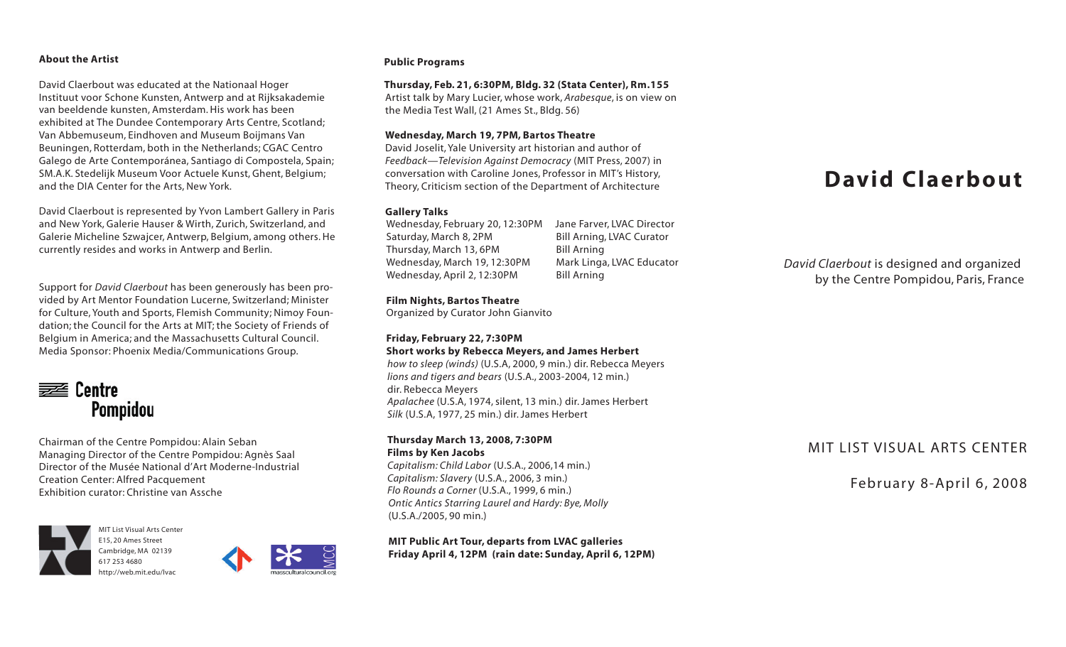## About the Artist

David Claerbout was educated at the Nationaal Hoger Instituut voor Schone Kunsten, Antwerp and at Rijksakademie van beeldende kunsten, Amsterdam. His work has been exhibited at The Dundee Contemporary Arts Centre, Scotland; Van Abbemuseum, Eindhoven and Museum Boijmans Van Beuningen, Rotterdam, both in the Netherlands; CGAC Centro Galego de Arte Contemporánea, Santiago di Compostela, Spain; SM.A.K. Stedelijk Museum Voor Actuele Kunst, Ghent, Belgium; and the DIA Center for the Arts, New York.

David Claerbout is represented by Yvon Lambert Gallery in Paris and New York, Galerie Hauser & Wirth, Zurich, Switzerland, and Galerie Micheline Szwajcer, Antwerp, Belgium, among others. He currently resides and works in Antwerp and Berlin.

Support for *David Claerbout* has been generously has been provided by Art Mentor Foundation Lucerne, Switzerland; Minister for Culture, Youth and Sports, Flemish Community; Nimoy Foundation; the Council for the Arts at MIT; the Society of Friends of Belgium in America; and the Massachusetts Cultural Council. Media Sponsor: Phoenix Media/Communications Group.

Centre Pompidou

Chairman of the Centre Pompidou: Alain Seban
Managing Director of the Centre Pompidou: Agnès Saal
Director of the Musée National d'Art Moderne-Industrial Creation Center: Alfred Pacquement
Exhibition curator: Christine van Assche

MIT List Visual Arts Center
E15, 20 Ames Street
Cambridge, MA 02139
617 253 4680
http://web.mit.edu/lvac

masscultural council.org

## Public Programs

**Thursday, Feb. 21, 6:30PM, Bldg. 32 (Stata Center), Rm.155**
Artist talk by Mary Lucier, whose work, *Arabesque*, is on view on the Media Test Wall, (21 Ames St., Bldg. 56)

**Wednesday, March 19, 7PM, Bartos Theatre**
David Joselit, Yale University art historian and author of *Feedback—Television Against Democracy* (MIT Press, 2007) in conversation with Caroline Jones, Professor in MIT's History, Theory, Criticism section of the Department of Architecture

**Gallery Talks**

| | |
|---|---|
| Wednesday, February 20, 12:30PM | Jane Farver, LVAC Director |
| Saturday, March 8, 2PM | Bill Arning, LVAC Curator |
| Thursday, March 13, 6PM | Bill Arning |
| Wednesday, March 19, 12:30PM | Mark Linga, LVAC Educator |
| Wednesday, April 2, 12:30PM | Bill Arning |

**Film Nights, Bartos Theatre**
Organized by Curator John Gianvito

**Friday, February 22, 7:30PM**
**Short works by Rebecca Meyers, and James Herbert**
*how to sleep (winds)* (U.S.A, 2000, 9 min.) dir. Rebecca Meyers
*lions and tigers and bears* (U.S.A., 2003-2004, 12 min.) dir. Rebecca Meyers
*Apalachee* (U.S.A, 1974, silent, 13 min.) dir. James Herbert
*Silk* (U.S.A, 1977, 25 min.) dir. James Herbert

**Thursday March 13, 2008, 7:30PM**
**Films by Ken Jacobs**
*Capitalism: Child Labor* (U.S.A., 2006,14 min.)
*Capitalism: Slavery* (U.S.A., 2006, 3 min.)
*Flo Rounds a Corner* (U.S.A., 1999, 6 min.)
*Ontic Antics Starring Laurel and Hardy: Bye, Molly* (U.S.A./2005, 90 min.)

**MIT Public Art Tour, departs from LVAC galleries**
**Friday April 4, 12PM (rain date: Sunday, April 6, 12PM)**

# David Claerbout

*David Claerbout* is designed and organized by the Centre Pompidou, Paris, France

MIT LIST VISUAL ARTS CENTER

February 8-April 6, 2008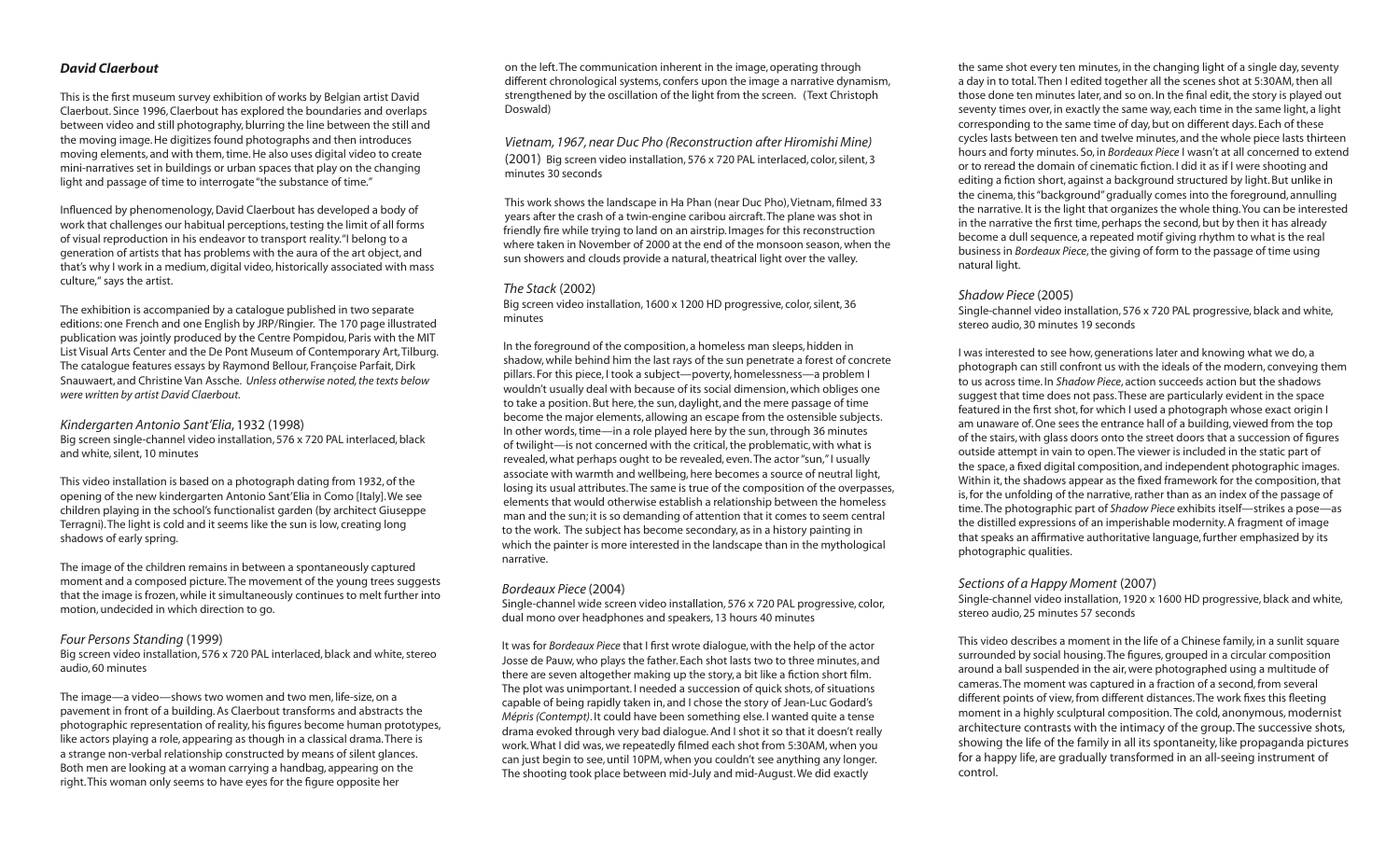### *David Claerbout*

This is the first museum survey exhibition of works by Belgian artist David Claerbout. Since 1996, Claerbout has explored the boundaries and overlaps between video and still photography, blurring the line between the still and the moving image. He digitizes found photographs and then introduces moving elements, and with them, time. He also uses digital video to create mini-narratives set in buildings or urban spaces that play on the changing light and passage of time to interrogate "the substance of time."

Influenced by phenomenology, David Claerbout has developed a body of work that challenges our habitual perceptions, testing the limit of all forms of visual reproduction in his endeavor to transport reality. "I belong to a generation of artists that has problems with the aura of the art object, and that's why I work in a medium, digital video, historically associated with mass culture," says the artist.

The exhibition is accompanied by a catalogue published in two separate editions: one French and one English by JRP/Ringier. The 170 page illustrated publication was jointly produced by the Centre Pompidou, Paris with the MIT List Visual Arts Center and the De Pont Museum of Contemporary Art, Tilburg. The catalogue features essays by Raymond Bellour, Françoise Parfait, Dirk Snauwaert, and Christine Van Assche. *Unless otherwise noted, the texts below were written by artist David Claerbout.*

*Kindergarten Antonio Sant'Elia*, 1932 (1998)
Big screen single-channel video installation, 576 x 720 PAL interlaced, black and white, silent, 10 minutes

This video installation is based on a photograph dating from 1932, of the opening of the new kindergarten Antonio Sant'Elia in Como [Italy]. We see children playing in the school's functionalist garden (by architect Giuseppe Terragni). The light is cold and it seems like the sun is low, creating long shadows of early spring.

The image of the children remains in between a spontaneously captured moment and a composed picture. The movement of the young trees suggests that the image is frozen, while it simultaneously continues to melt further into motion, undecided in which direction to go.

*Four Persons Standing* (1999)
Big screen video installation, 576 x 720 PAL interlaced, black and white, stereo audio, 60 minutes

The image—a video—shows two women and two men, life-size, on a pavement in front of a building. As Claerbout transforms and abstracts the photographic representation of reality, his figures become human prototypes, like actors playing a role, appearing as though in a classical drama. There is a strange non-verbal relationship constructed by means of silent glances. Both men are looking at a woman carrying a handbag, appearing on the right. This woman only seems to have eyes for the figure opposite her on the left. The communication inherent in the image, operating through different chronological systems, confers upon the image a narrative dynamism, strengthened by the oscillation of the light from the screen. (Text Christoph Doswald)

*Vietnam, 1967, near Duc Pho (Reconstruction after Hiromishi Mine)*
(2001) Big screen video installation, 576 x 720 PAL interlaced, color, silent, 3 minutes 30 seconds

This work shows the landscape in Ha Phan (near Duc Pho), Vietnam, filmed 33 years after the crash of a twin-engine caribou aircraft. The plane was shot in friendly fire while trying to land on an airstrip. Images for this reconstruction where taken in November of 2000 at the end of the monsoon season, when the sun showers and clouds provide a natural, theatrical light over the valley.

*The Stack* (2002)
Big screen video installation, 1600 x 1200 HD progressive, color, silent, 36 minutes

In the foreground of the composition, a homeless man sleeps, hidden in shadow, while behind him the last rays of the sun penetrate a forest of concrete pillars. For this piece, I took a subject—poverty, homelessness—a problem I wouldn't usually deal with because of its social dimension, which obliges one to take a position. But here, the sun, daylight, and the mere passage of time become the major elements, allowing an escape from the ostensible subjects. In other words, time—in a role played here by the sun, through 36 minutes of twilight—is not concerned with the critical, the problematic, with what is revealed, what perhaps ought to be revealed, even. The actor "sun," I usually associate with warmth and wellbeing, here becomes a source of neutral light, losing its usual attributes. The same is true of the composition of the overpasses, elements that would otherwise establish a relationship between the homeless man and the sun; it is so demanding of attention that it comes to seem central to the work. The subject has become secondary, as in a history painting in which the painter is more interested in the landscape than in the mythological narrative.

*Bordeaux Piece* (2004)
Single-channel wide screen video installation, 576 x 720 PAL progressive, color, dual mono over headphones and speakers, 13 hours 40 minutes

It was for *Bordeaux Piece* that I first wrote dialogue, with the help of the actor Josse de Pauw, who plays the father. Each shot lasts two to three minutes, and there are seven altogether making up the story, a bit like a fiction short film. The plot was unimportant. I needed a succession of quick shots, of situations capable of being rapidly taken in, and I chose the story of Jean-Luc Godard's *Mépris (Contempt)*. It could have been something else. I wanted quite a tense drama evoked through very bad dialogue. And I shot it so that it doesn't really work. What I did was, we repeatedly filmed each shot from 5:30AM, when you can just begin to see, until 10PM, when you couldn't see anything any longer. The shooting took place between mid-July and mid-August. We did exactly the same shot every ten minutes, in the changing light of a single day, seventy a day in to total. Then I edited together all the scenes shot at 5:30AM, then all those done ten minutes later, and so on. In the final edit, the story is played out seventy times over, in exactly the same way, each time in the same light, a light corresponding to the same time of day, but on different days. Each of these cycles lasts between ten and twelve minutes, and the whole piece lasts thirteen hours and forty minutes. So, in *Bordeaux Piece* I wasn't at all concerned to extend or to reread the domain of cinematic fiction. I did it as if I were shooting and editing a fiction short, against a background structured by light. But unlike in the cinema, this "background" gradually comes into the foreground, annulling the narrative. It is the light that organizes the whole thing. You can be interested in the narrative the first time, perhaps the second, but by then it has already become a dull sequence, a repeated motif giving rhythm to what is the real business in *Bordeaux Piece*, the giving of form to the passage of time using natural light.

*Shadow Piece* (2005)
Single-channel video installation, 576 x 720 PAL progressive, black and white, stereo audio, 30 minutes 19 seconds

I was interested to see how, generations later and knowing what we do, a photograph can still confront us with the ideals of the modern, conveying them to us across time. In *Shadow Piece*, action succeeds action but the shadows suggest that time does not pass. These are particularly evident in the space featured in the first shot, for which I used a photograph whose exact origin I am unaware of. One sees the entrance hall of a building, viewed from the top of the stairs, with glass doors onto the street doors that a succession of figures outside attempt in vain to open. The viewer is included in the static part of the space, a fixed digital composition, and independent photographic images. Within it, the shadows appear as the fixed framework for the composition, that is, for the unfolding of the narrative, rather than as an index of the passage of time. The photographic part of *Shadow Piece* exhibits itself—strikes a pose—as the distilled expressions of an imperishable modernity. A fragment of image that speaks an affirmative authoritative language, further emphasized by its photographic qualities.

*Sections of a Happy Moment* (2007)
Single-channel video installation, 1920 x 1600 HD progressive, black and white, stereo audio, 25 minutes 57 seconds

This video describes a moment in the life of a Chinese family, in a sunlit square surrounded by social housing. The figures, grouped in a circular composition around a ball suspended in the air, were photographed using a multitude of cameras. The moment was captured in a fraction of a second, from several different points of view, from different distances. The work fixes this fleeting moment in a highly sculptural composition. The cold, anonymous, modernist architecture contrasts with the intimacy of the group. The successive shots, showing the life of the family in all its spontaneity, like propaganda pictures for a happy life, are gradually transformed in an all-seeing instrument of control.